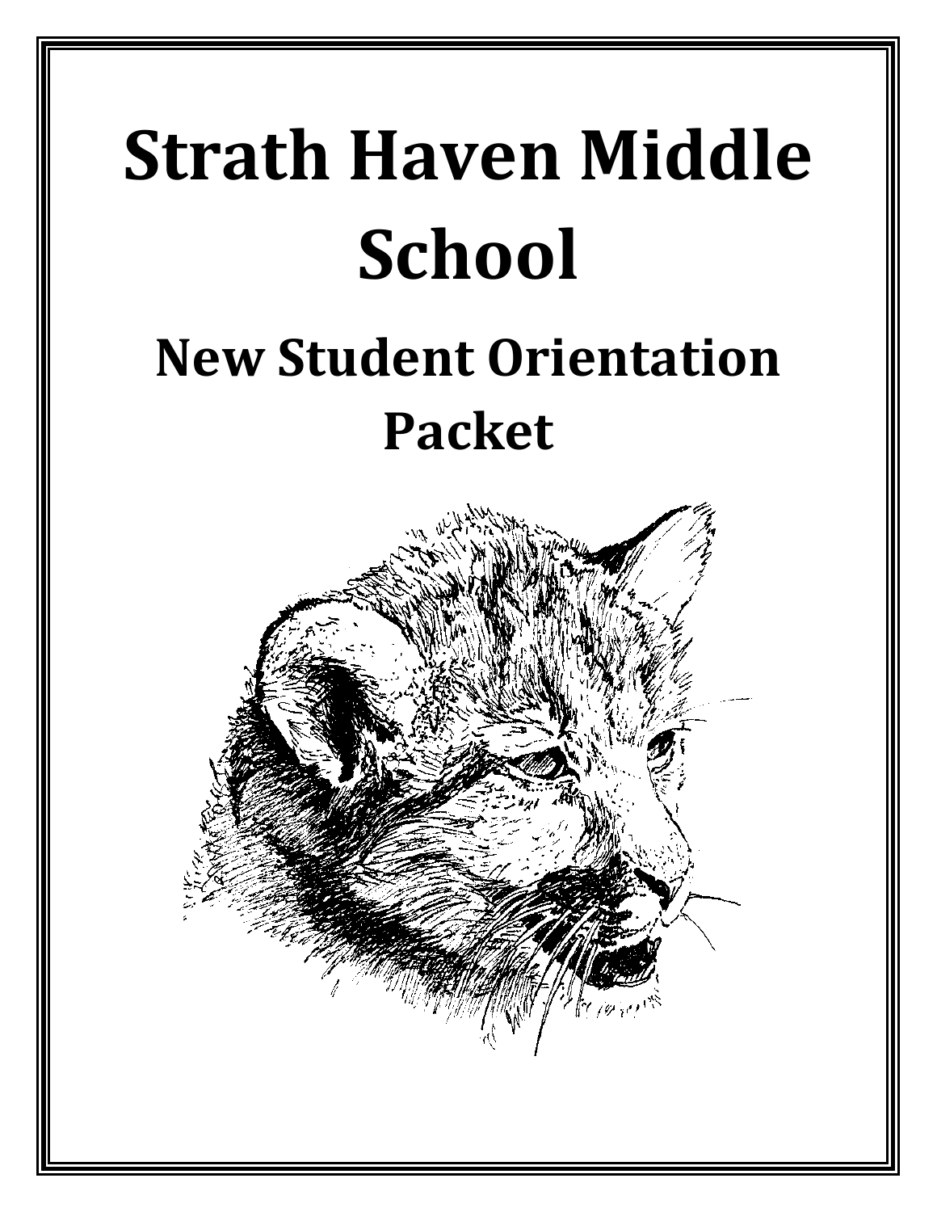# Strath Haven Middle School

## New Student Orientation Packet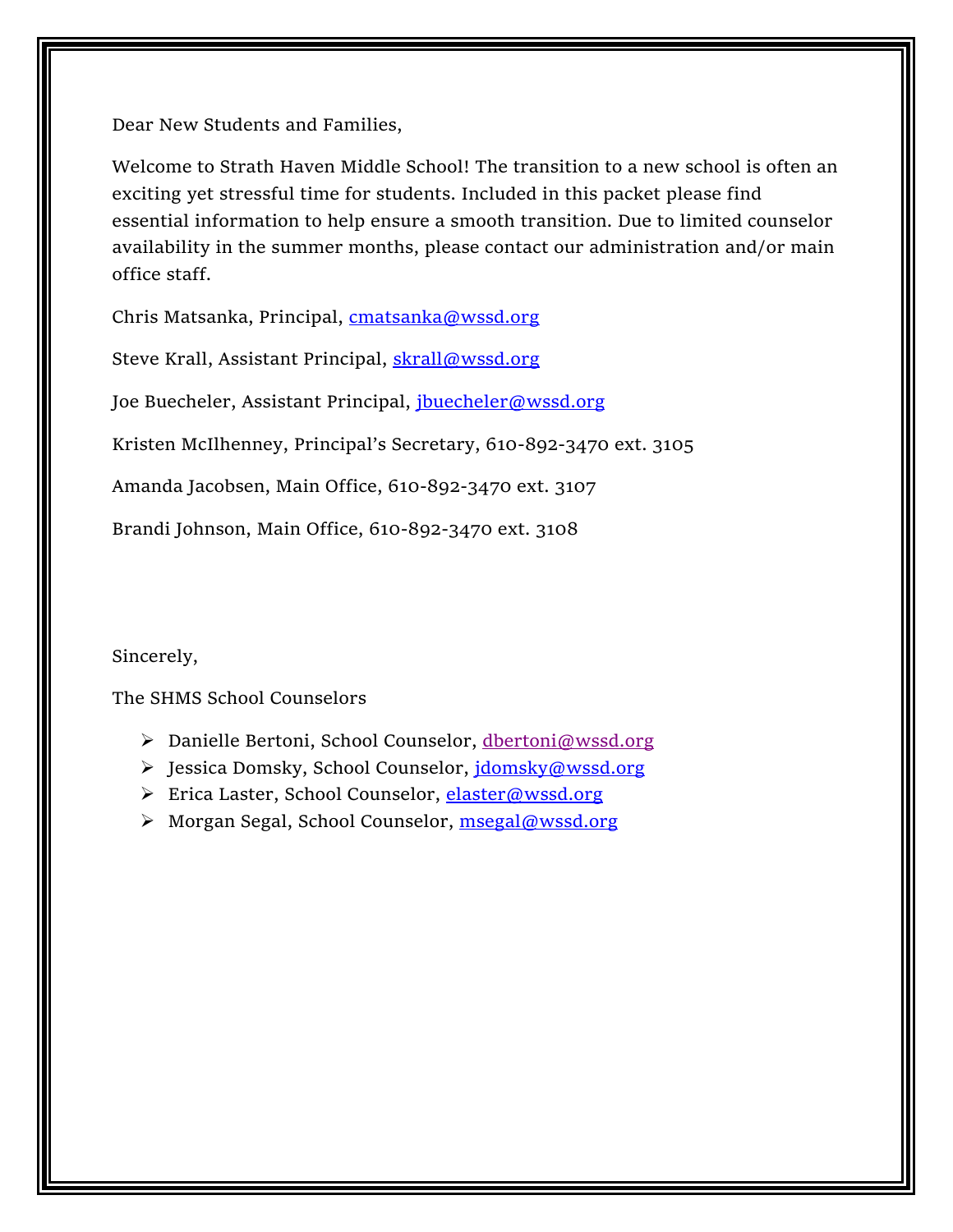Dear New Students and Families,

Welcome to Strath Haven Middle School! The transition to a new school is often an exciting yet stressful time for students. Included in this packet please find essential information to help ensure a smooth transition. Due to limited counselor availability in the summer months, please contact our administration and/or main office staff.

Chris Matsanka, Principal, cmatsanka@wssd.org

Steve Krall, Assistant Principal, skrall@wssd.org

Joe Buecheler, Assistant Principal, jbuecheler@wssd.org

Kristen McIlhenney, Principal's Secretary, 610-892-3470 ext. 3105

Amanda Jacobsen, Main Office, 610-892-3470 ext. 3107

Brandi Johnson, Main Office, 610-892-3470 ext. 3108

Sincerely,

The SHMS School Counselors

- Danielle Bertoni, School Counselor, dbertoni@wssd.org
- Jessica Domsky, School Counselor, jdomsky@wssd.org
- Erica Laster, School Counselor, elaster@wssd.org
- Morgan Segal, School Counselor, msegal@wssd.org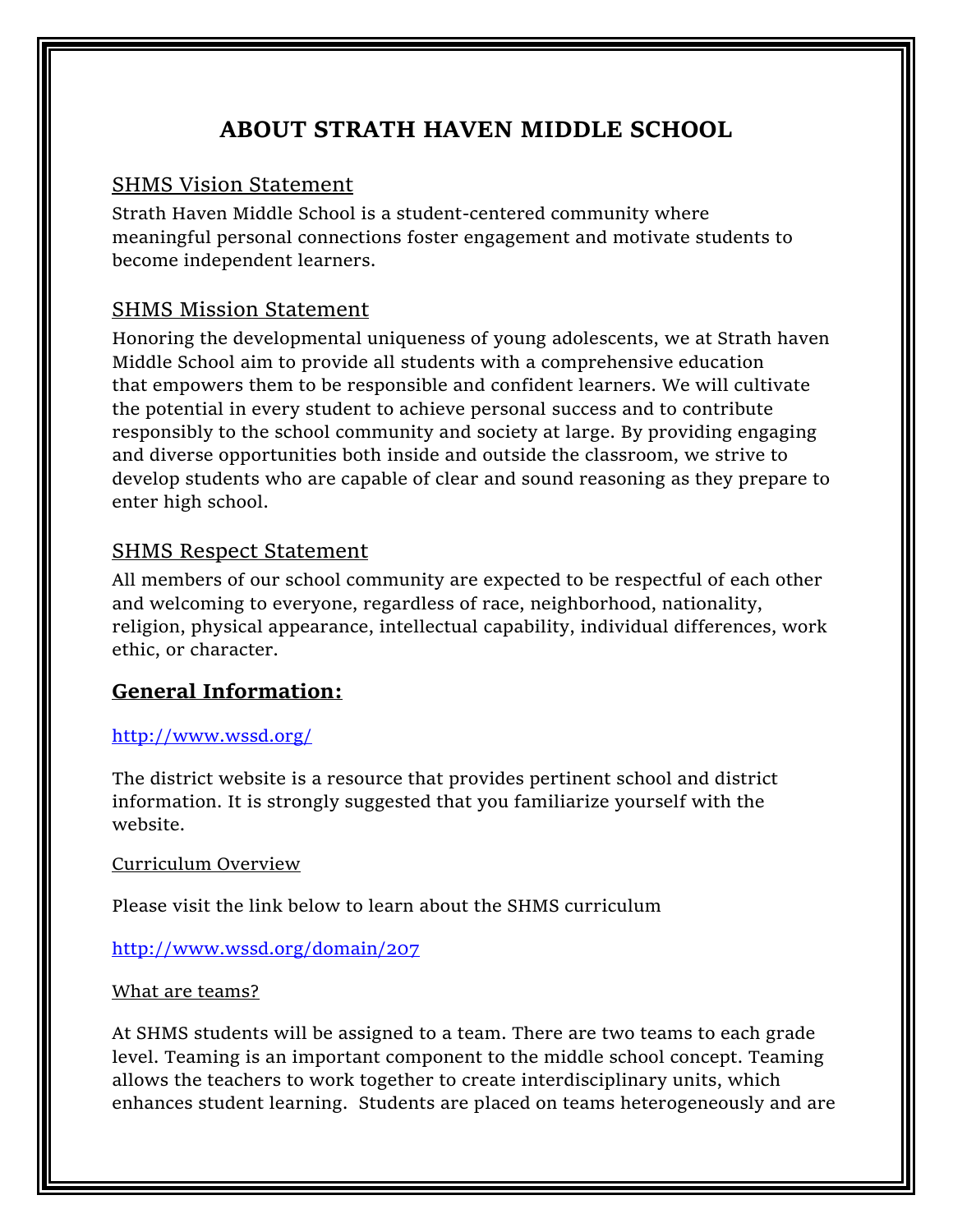# ABOUT STRATH HAVEN MIDDLE SCHOOL

## SHMS Vision Statement

Strath Haven Middle School is a student-centered community where meaningful personal connections foster engagement and motivate students to become independent learners.

## SHMS Mission Statement

Honoring the developmental uniqueness of young adolescents, we at Strath haven Middle School aim to provide all students with a comprehensive education that empowers them to be responsible and confident learners. We will cultivate the potential in every student to achieve personal success and to contribute responsibly to the school community and society at large. By providing engaging and diverse opportunities both inside and outside the classroom, we strive to develop students who are capable of clear and sound reasoning as they prepare to enter high school.

## SHMS Respect Statement

All members of our school community are expected to be respectful of each other and welcoming to everyone, regardless of race, neighborhood, nationality, religion, physical appearance, intellectual capability, individual differences, work ethic, or character.

## General Information:

http://www.wssd.org/

The district website is a resource that provides pertinent school and district information. It is strongly suggested that you familiarize yourself with the website.

### Curriculum Overview

Please visit the link below to learn about the SHMS curriculum

http://www.wssd.org/domain/207

### What are teams?

At SHMS students will be assigned to a team. There are two teams to each grade level. Teaming is an important component to the middle school concept. Teaming allows the teachers to work together to create interdisciplinary units, which enhances student learning. Students are placed on teams heterogeneously and are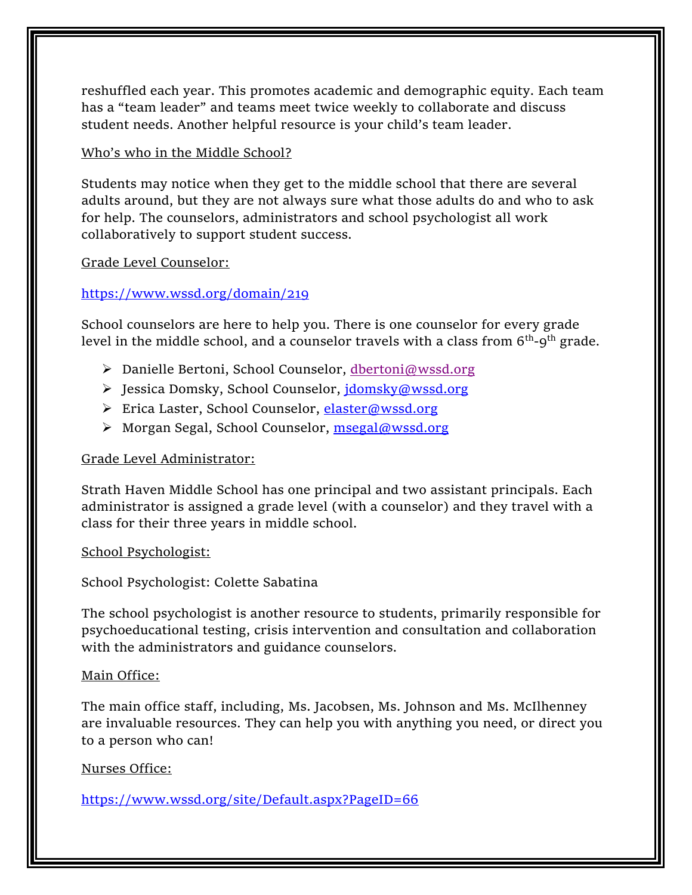reshuffled each year. This promotes academic and demographic equity. Each team has a "team leader" and teams meet twice weekly to collaborate and discuss student needs. Another helpful resource is your child's team leader.

## Who's who in the Middle School?

Students may notice when they get to the middle school that there are several adults around, but they are not always sure what those adults do and who to ask for help. The counselors, administrators and school psychologist all work collaboratively to support student success.

### Grade Level Counselor:

https://www.wssd.org/domain/219

School counselors are here to help you. There is one counselor for every grade level in the middle school, and a counselor travels with a class from 6th-9th grade.

- Danielle Bertoni, School Counselor, dbertoni@wssd.org
- Jessica Domsky, School Counselor, jdomsky@wssd.org
- Erica Laster, School Counselor, elaster@wssd.org
- Morgan Segal, School Counselor, msegal@wssd.org

### Grade Level Administrator:

Strath Haven Middle School has one principal and two assistant principals. Each administrator is assigned a grade level (with a counselor) and they travel with a class for their three years in middle school.

### School Psychologist:

School Psychologist: Colette Sabatina

The school psychologist is another resource to students, primarily responsible for psychoeducational testing, crisis intervention and consultation and collaboration with the administrators and guidance counselors.

### Main Office:

The main office staff, including, Ms. Jacobsen, Ms. Johnson and Ms. McIlhenney are invaluable resources. They can help you with anything you need, or direct you to a person who can!

### Nurses Office:

https://www.wssd.org/site/Default.aspx?PageID=66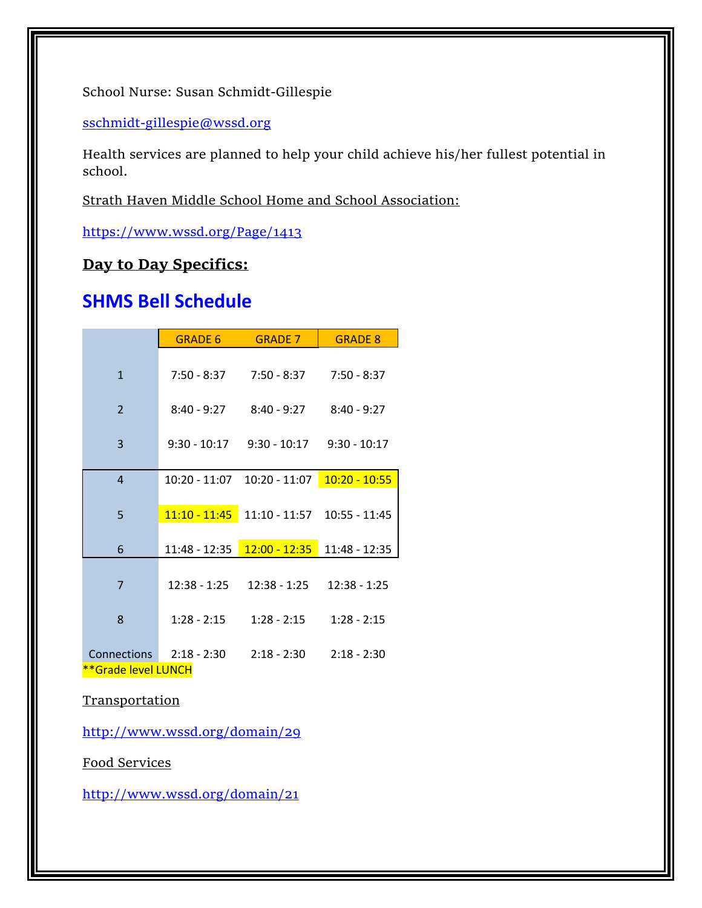School Nurse: Susan Schmidt-Gillespie

sschmidt-gillespie@wssd.org

Health services are planned to help your child achieve his/her fullest potential in school.

Strath Haven Middle School Home and School Association:

https://www.wssd.org/Page/1413

**Day to Day Specifics:**

## SHMS Bell Schedule

| | GRADE 6 | GRADE 7 | GRADE 8 |
|---|---|---|---|
| 1 | 7:50 - 8:37 | 7:50 - 8:37 | 7:50 - 8:37 |
| 2 | 8:40 - 9:27 | 8:40 - 9:27 | 8:40 - 9:27 |
| 3 | 9:30 - 10:17 | 9:30 - 10:17 | 9:30 - 10:17 |
| 4 | 10:20 - 11:07 | 10:20 - 11:07 | 10:20 - 10:55** |
| 5 | 11:10 - 11:45** | 11:10 - 11:57 | 10:55 - 11:45 |
| 6 | 11:48 - 12:35 | 12:00 - 12:35** | 11:48 - 12:35 |
| 7 | 12:38 - 1:25 | 12:38 - 1:25 | 12:38 - 1:25 |
| 8 | 1:28 - 2:15 | 1:28 - 2:15 | 1:28 - 2:15 |
| Connections | 2:18 - 2:30 | 2:18 - 2:30 | 2:18 - 2:30 |

**Grade level LUNCH

Transportation

http://www.wssd.org/domain/29

Food Services

http://www.wssd.org/domain/21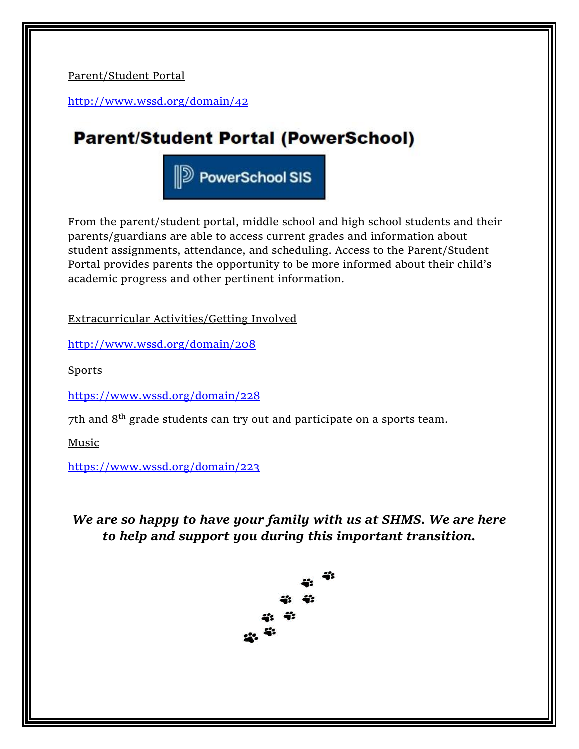Parent/Student Portal

http://www.wssd.org/domain/42

## Parent/Student Portal (PowerSchool)

PowerSchool SIS

From the parent/student portal, middle school and high school students and their parents/guardians are able to access current grades and information about student assignments, attendance, and scheduling. Access to the Parent/Student Portal provides parents the opportunity to be more informed about their child's academic progress and other pertinent information.

Extracurricular Activities/Getting Involved

http://www.wssd.org/domain/208

Sports

https://www.wssd.org/domain/228

7th and 8th grade students can try out and participate on a sports team.

Music

https://www.wssd.org/domain/223

***We are so happy to have your family with us at SHMS. We are here to help and support you during this important transition.***